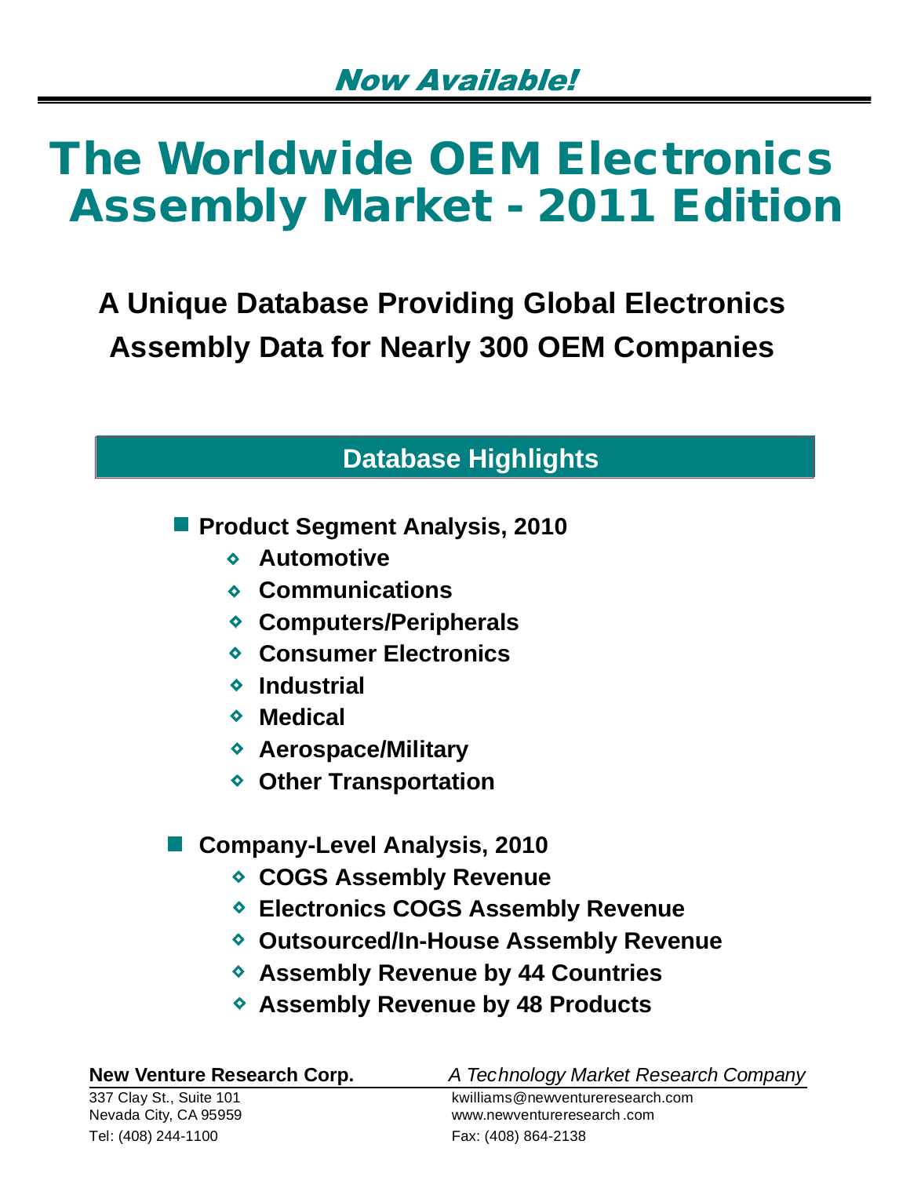*Now Available!*

# The Worldwide OEM Electronics Assembly Market - 2011 Edition

## A Unique Database Providing Global Electronics Assembly Data for Nearly 300 OEM Companies

### Database Highlights

- **Product Segment Analysis, 2010**
  - **Automotive**
  - **Communications**
  - **Computers/Peripherals**
  - **Consumer Electronics**
  - **Industrial**
  - **Medical**
  - **Aerospace/Military**
  - **Other Transportation**

- **Company-Level Analysis, 2010**
  - **COGS Assembly Revenue**
  - **Electronics COGS Assembly Revenue**
  - **Outsourced/In-House Assembly Revenue**
  - **Assembly Revenue by 44 Countries**
  - **Assembly Revenue by 48 Products**

**New Venture Research Corp.** *A Technology Market Research Company*

337 Clay St., Suite 101
Nevada City, CA 95959
Tel: (408) 244-1100

kwilliams@newventureresearch.com
www.newventureresearch.com
Fax: (408) 864-2138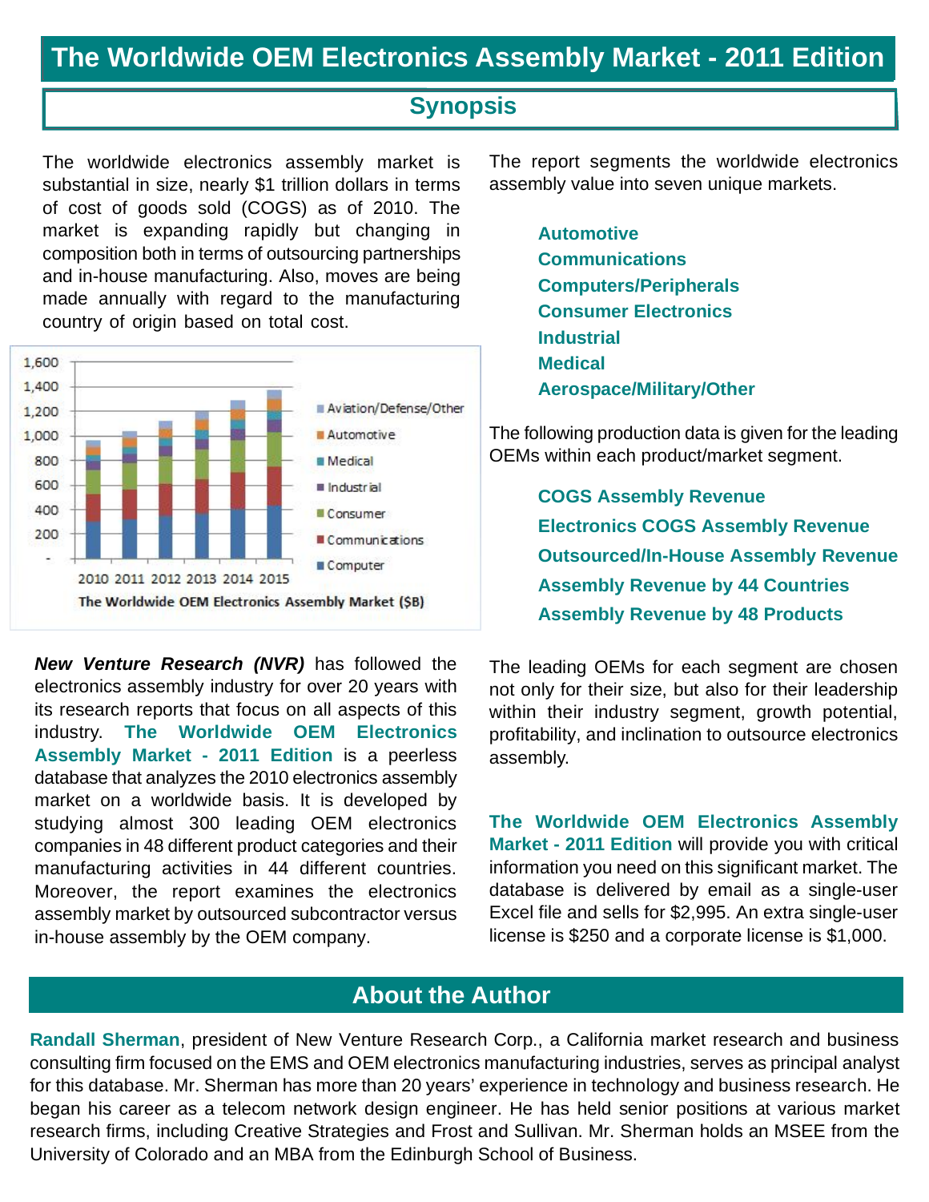# The Worldwide OEM Electronics Assembly Market - 2011 Edition

## Synopsis

The worldwide electronics assembly market is substantial in size, nearly $1 trillion dollars in terms of cost of goods sold (COGS) as of 2010. The market is expanding rapidly but changing in composition both in terms of outsourcing partnerships and in-house manufacturing. Also, moves are being made annually with regard to the manufacturing country of origin based on total cost.

The Worldwide OEM Electronics Assembly Market ($B)

***New Venture Research (NVR)*** has followed the electronics assembly industry for over 20 years with its research reports that focus on all aspects of this industry. **The Worldwide OEM Electronics Assembly Market - 2011 Edition** is a peerless database that analyzes the 2010 electronics assembly market on a worldwide basis. It is developed by studying almost 300 leading OEM electronics companies in 48 different product categories and their manufacturing activities in 44 different countries. Moreover, the report examines the electronics assembly market by outsourced subcontractor versus in-house assembly by the OEM company.

The report segments the worldwide electronics assembly value into seven unique markets.

- **Automotive**
- **Communications**
- **Computers/Peripherals**
- **Consumer Electronics**
- **Industrial**
- **Medical**
- **Aerospace/Military/Other**

The following production data is given for the leading OEMs within each product/market segment.

- **COGS Assembly Revenue**
- **Electronics COGS Assembly Revenue**
- **Outsourced/In-House Assembly Revenue**
- **Assembly Revenue by 44 Countries**
- **Assembly Revenue by 48 Products**

The leading OEMs for each segment are chosen not only for their size, but also for their leadership within their industry segment, growth potential, profitability, and inclination to outsource electronics assembly.

**The Worldwide OEM Electronics Assembly Market - 2011 Edition** will provide you with critical information you need on this significant market. The database is delivered by email as a single-user Excel file and sells for $2,995. An extra single-user license is $250 and a corporate license is $1,000.

## About the Author

**Randall Sherman**, president of New Venture Research Corp., a California market research and business consulting firm focused on the EMS and OEM electronics manufacturing industries, serves as principal analyst for this database. Mr. Sherman has more than 20 years' experience in technology and business research. He began his career as a telecom network design engineer. He has held senior positions at various market research firms, including Creative Strategies and Frost and Sullivan. Mr. Sherman holds an MSEE from the University of Colorado and an MBA from the Edinburgh School of Business.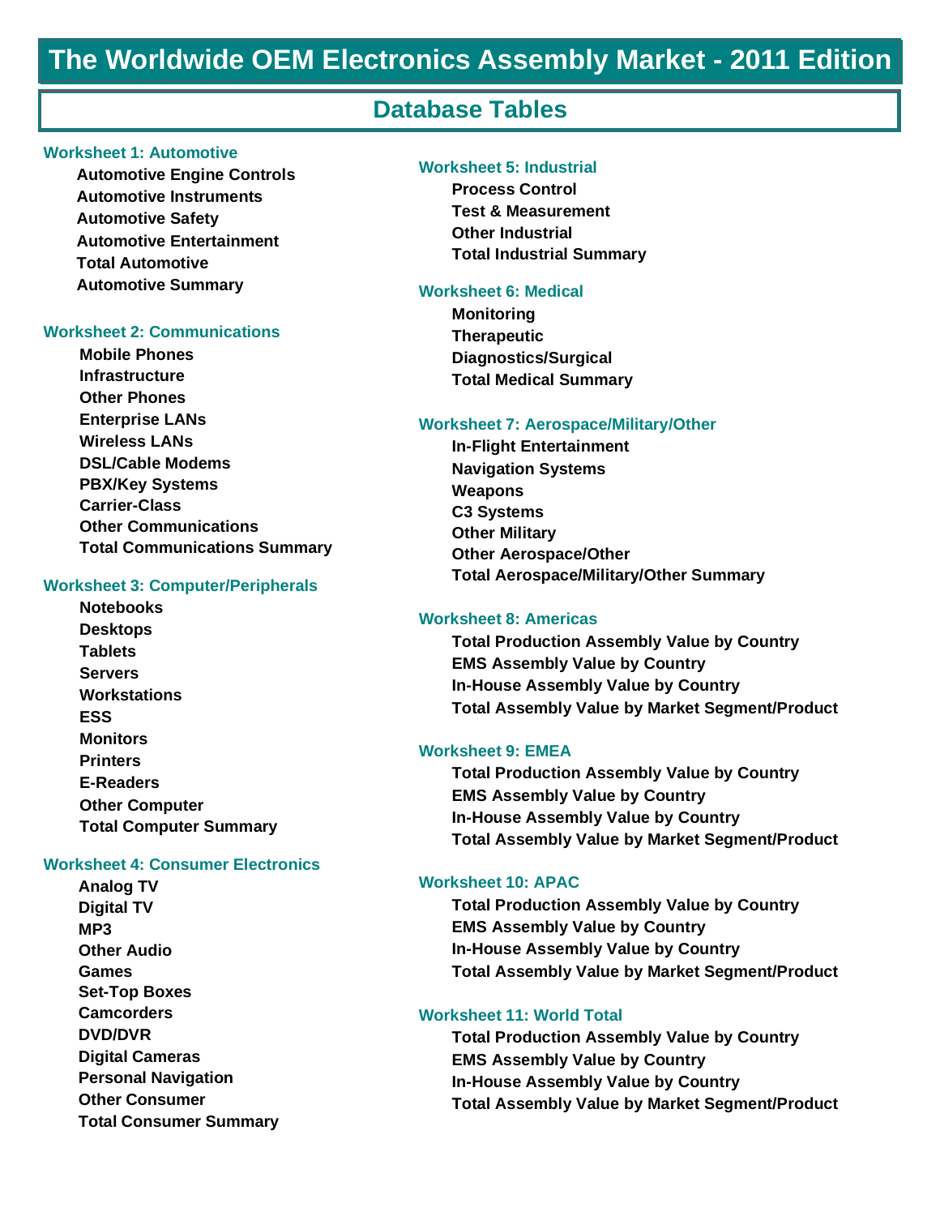# The Worldwide OEM Electronics Assembly Market - 2011 Edition

## Database Tables

### Worksheet 1: Automotive

- Automotive Engine Controls
- Automotive Instruments
- Automotive Safety
- Automotive Entertainment
- Total Automotive
- Automotive Summary

### Worksheet 2: Communications

- Mobile Phones
- Infrastructure
- Other Phones
- Enterprise LANs
- Wireless LANs
- DSL/Cable Modems
- PBX/Key Systems
- Carrier-Class
- Other Communications
- Total Communications Summary

### Worksheet 3: Computer/Peripherals

- Notebooks
- Desktops
- Tablets
- Servers
- Workstations
- ESS
- Monitors
- Printers
- E-Readers
- Other Computer
- Total Computer Summary

### Worksheet 4: Consumer Electronics

- Analog TV
- Digital TV
- MP3
- Other Audio
- Games
- Set-Top Boxes
- Camcorders
- DVD/DVR
- Digital Cameras
- Personal Navigation
- Other Consumer
- Total Consumer Summary

### Worksheet 5: Industrial

- Process Control
- Test & Measurement
- Other Industrial
- Total Industrial Summary

### Worksheet 6: Medical

- Monitoring
- Therapeutic
- Diagnostics/Surgical
- Total Medical Summary

### Worksheet 7: Aerospace/Military/Other

- In-Flight Entertainment
- Navigation Systems
- Weapons
- C3 Systems
- Other Military
- Other Aerospace/Other
- Total Aerospace/Military/Other Summary

### Worksheet 8: Americas

- Total Production Assembly Value by Country
- EMS Assembly Value by Country
- In-House Assembly Value by Country
- Total Assembly Value by Market Segment/Product

### Worksheet 9: EMEA

- Total Production Assembly Value by Country
- EMS Assembly Value by Country
- In-House Assembly Value by Country
- Total Assembly Value by Market Segment/Product

### Worksheet 10: APAC

- Total Production Assembly Value by Country
- EMS Assembly Value by Country
- In-House Assembly Value by Country
- Total Assembly Value by Market Segment/Product

### Worksheet 11: World Total

- Total Production Assembly Value by Country
- EMS Assembly Value by Country
- In-House Assembly Value by Country
- Total Assembly Value by Market Segment/Product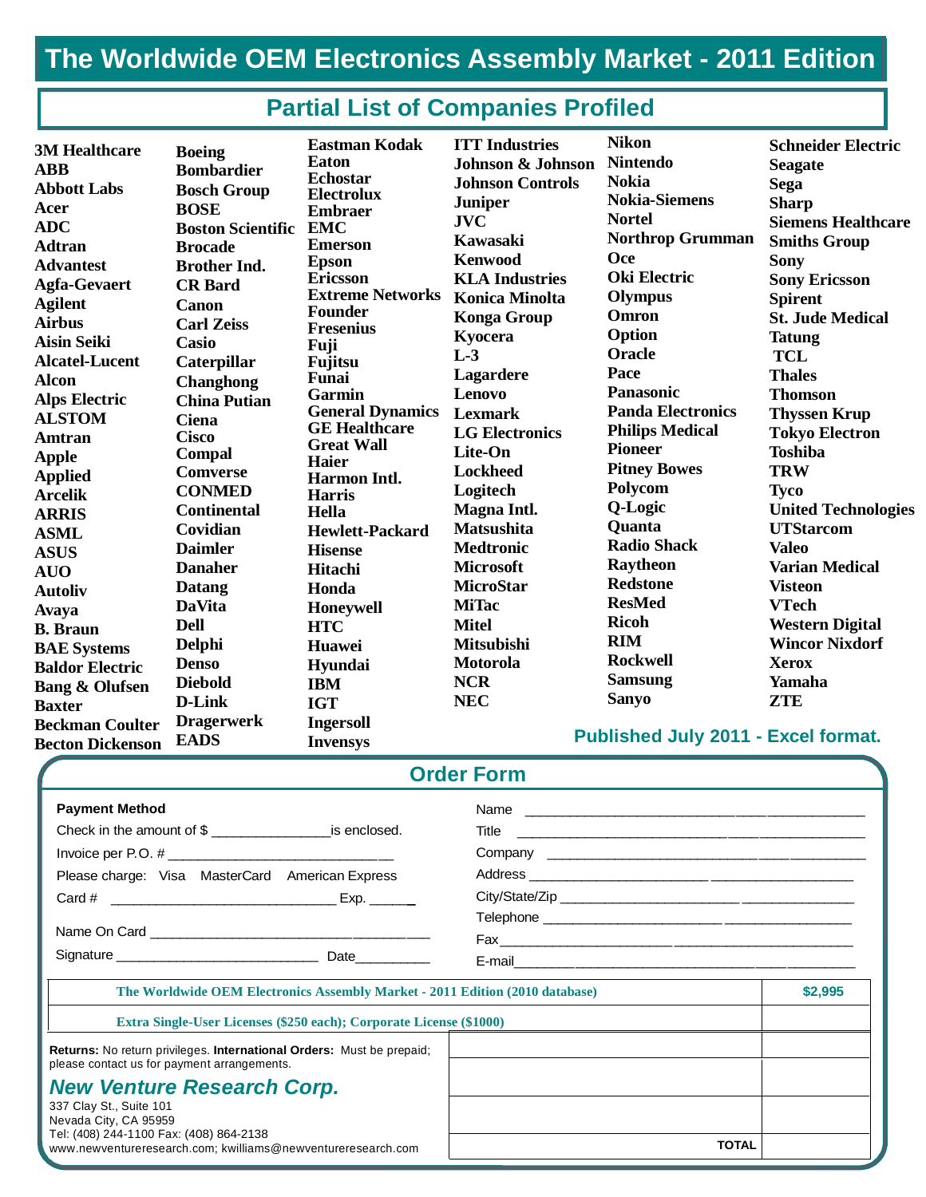# The Worldwide OEM Electronics Assembly Market - 2011 Edition

## Partial List of Companies Profiled

**3M Healthcare**
**ABB**
**Abbott Labs**
**Acer**
**ADC**
**Adtran**
**Advantest**
**Agfa-Gevaert**
**Agilent**
**Airbus**
**Aisin Seiki**
**Alcatel-Lucent**
**Alcon**
**Alps Electric**
**ALSTOM**
**Amtran**
**Apple**
**Applied**
**Arcelik**
**ARRIS**
**ASML**
**ASUS**
**AUO**
**Autoliv**
**Avaya**
**B. Braun**
**BAE Systems**
**Baldor Electric**
**Bang & Olufsen**
**Baxter**
**Beckman Coulter**
**Becton Dickenson**
**Boeing**
**Bombardier**
**Bosch Group**
**BOSE**
**Boston Scientific**
**Brocade**
**Brother Ind.**
**CR Bard**
**Canon**
**Carl Zeiss**
**Casio**
**Caterpillar**
**Changhong**
**China Putian**
**Ciena**
**Cisco**
**Compal**
**Comverse**
**CONMED**
**Continental**
**Covidian**
**Daimler**
**Danaher**
**Datang**
**DaVita**
**Dell**
**Delphi**
**Denso**
**Diebold**
**D-Link**
**Dragerwerk**
**EADS**
**Eastman Kodak**
**Eaton**
**Echostar**
**Electrolux**
**Embraer**
**EMC**
**Emerson**
**Epson**
**Ericsson**
**Extreme Networks**
**Founder**
**Fresenius**
**Fuji**
**Fujitsu**
**Funai**
**Garmin**
**General Dynamics**
**GE Healthcare**
**Great Wall**
**Haier**
**Harmon Intl.**
**Harris**
**Hella**
**Hewlett-Packard**
**Hisense**
**Hitachi**
**Honda**
**Honeywell**
**HTC**
**Huawei**
**Hyundai**
**IBM**
**IGT**
**Ingersoll**
**Invensys**
**ITT Industries**
**Johnson & Johnson**
**Johnson Controls**
**Juniper**
**JVC**
**Kawasaki**
**Kenwood**
**KLA Industries**
**Konica Minolta**
**Konga Group**
**Kyocera**
**L-3**
**Lagardere**
**Lenovo**
**Lexmark**
**LG Electronics**
**Lite-On**
**Lockheed**
**Logitech**
**Magna Intl.**
**Matsushita**
**Medtronic**
**Microsoft**
**MicroStar**
**MiTac**
**Mitel**
**Mitsubishi**
**Motorola**
**NCR**
**NEC**
**Nikon**
**Nintendo**
**Nokia**
**Nokia-Siemens**
**Nortel**
**Northrop Grumman**
**Oce**
**Oki Electric**
**Olympus**
**Omron**
**Option**
**Oracle**
**Pace**
**Panasonic**
**Panda Electronics**
**Philips Medical**
**Pioneer**
**Pitney Bowes**
**Polycom**
**Q-Logic**
**Quanta**
**Radio Shack**
**Raytheon**
**Redstone**
**ResMed**
**Ricoh**
**RIM**
**Rockwell**
**Samsung**
**Sanyo**
**Schneider Electric**
**Seagate**
**Sega**
**Sharp**
**Siemens Healthcare**
**Smiths Group**
**Sony**
**Sony Ericsson**
**Spirent**
**St. Jude Medical**
**Tatung**
**TCL**
**Thales**
**Thomson**
**Thyssen Krup**
**Tokyo Electron**
**Toshiba**
**TRW**
**Tyco**
**United Technologies**
**UTStarcom**
**Valeo**
**Varian Medical**
**Visteon**
**VTech**
**Western Digital**
**Wincor Nixdorf**
**Xerox**
**Yamaha**
**ZTE**

**Published July 2011 - Excel format.**

## Order Form

**Payment Method**

Check in the amount of $ _______________is enclosed.

Invoice per P.O. # ______________________________

Please charge: Visa MasterCard American Express

Card # ______________________________ Exp. ______

Name On Card ______________________________________

Signature ___________________________ Date__________

Name ______________________________________________

Title ______________________________________________

Company ___________________________________________

Address ___________________________________________

City/State/Zip ______________________________________

Telephone _________________________________________

Fax _______________________________________________

E-mail ____________________________________________

| | |
|---|---|
| The Worldwide OEM Electronics Assembly Market - 2011 Edition (2010 database) | $2,995 |
| Extra Single-User Licenses ($250 each); Corporate License ($1000) | |
| | |
| | |
| | |
| TOTAL | |

**Returns:** No return privileges. **International Orders:** Must be prepaid; please contact us for payment arrangements.

***New Venture Research Corp.***
337 Clay St., Suite 101
Nevada City, CA 95959
Tel: (408) 244-1100 Fax: (408) 864-2138
www.newventureresearch.com; kwilliams@newventureresearch.com